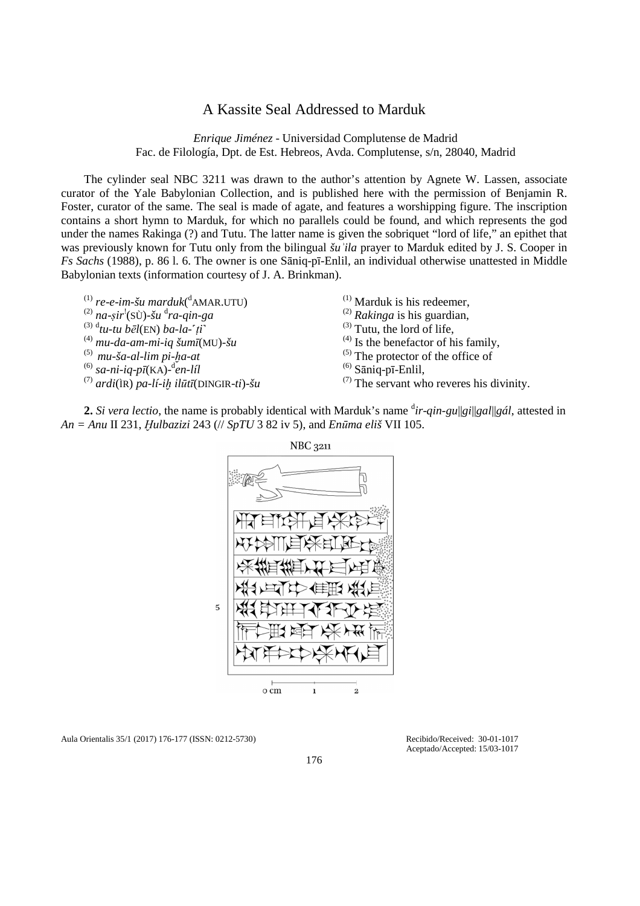# A Kassite Seal Addressed to Marduk

*Enrique Jiménez* - Universidad Complutense de Madrid
Fac. de Filología, Dpt. de Est. Hebreos, Avda. Complutense, s/n, 28040, Madrid

The cylinder seal NBC 3211 was drawn to the author's attention by Agnete W. Lassen, associate curator of the Yale Babylonian Collection, and is published here with the permission of Benjamin R. Foster, curator of the same. The seal is made of agate, and features a worshipping figure. The inscription contains a short hymn to Marduk, for which no parallels could be found, and which represents the god under the names Rakinga (?) and Tutu. The latter name is given the sobriquet "lord of life," an epithet that was previously known for Tutu only from the bilingual *šuʾila* prayer to Marduk edited by J. S. Cooper in *Fs Sachs* (1988), p. 86 l. 6. The owner is one Sāniq-pī-Enlil, an individual otherwise unattested in Middle Babylonian texts (information courtesy of J. A. Brinkman).

| | |
|---|---|
| (1) *re-e-im-šu marduk*(dAMAR.UTU) | (1) Marduk is his redeemer, |
| (2) *na-ṣir*!(SÙ)*-šu* d*ra-qin-ga* | (2) *Rakinga* is his guardian, |
| (3) d*tu-tu bēl*(EN) *ba-la-*⸢*ṭi*⸣ | (3) Tutu, the lord of life, |
| (4) *mu-da-am-mi-iq šumī*(MU)*-šu* | (4) Is the benefactor of his family, |
| (5) *mu-ša-al-lim pi-ḫa-at* | (5) The protector of the office of |
| (6) *sa-ni-iq-pī*(KA)-d*en-líl* | (6) Sāniq-pī-Enlil, |
| (7) *ardi*(ÌR) *pa-lí-iḫ ilūtī*(DINGIR-*ti*)*-šu* | (7) The servant who reveres his divinity. |

**2.** *Si vera lectio*, the name is probably identical with Marduk's name d*ir-qin-gu‖gi‖gal‖gál*, attested in *An = Anu* II 231, *Ḫulbazizi* 243 (// *SpTU* 3 82 iv 5), and *Enūma eliš* VII 105.

NBC 3211

0 cm 1 2

Recibido/Received: 30-01-1017
Aceptado/Accepted: 15/03-1017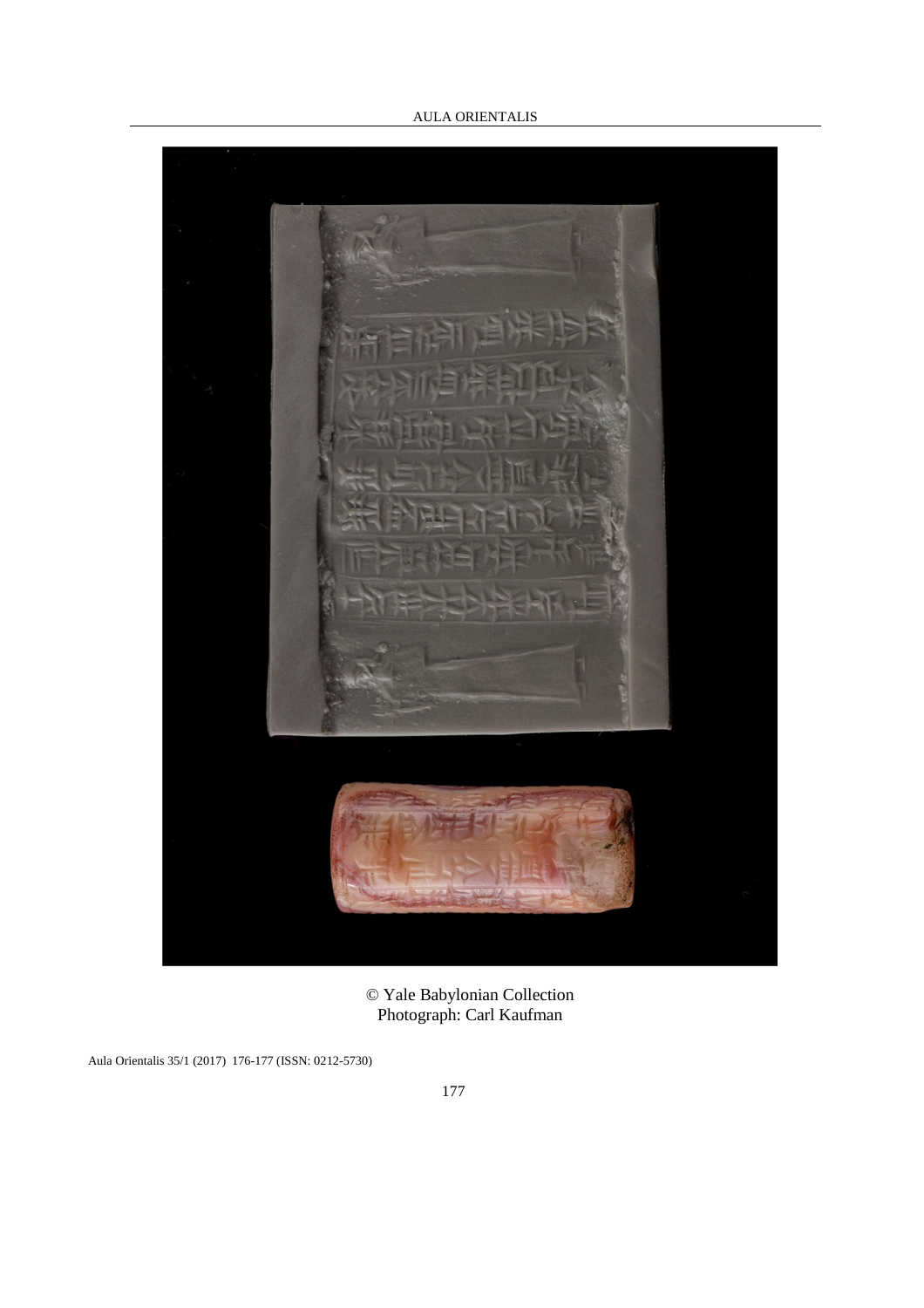© Yale Babylonian Collection
Photograph: Carl Kaufman